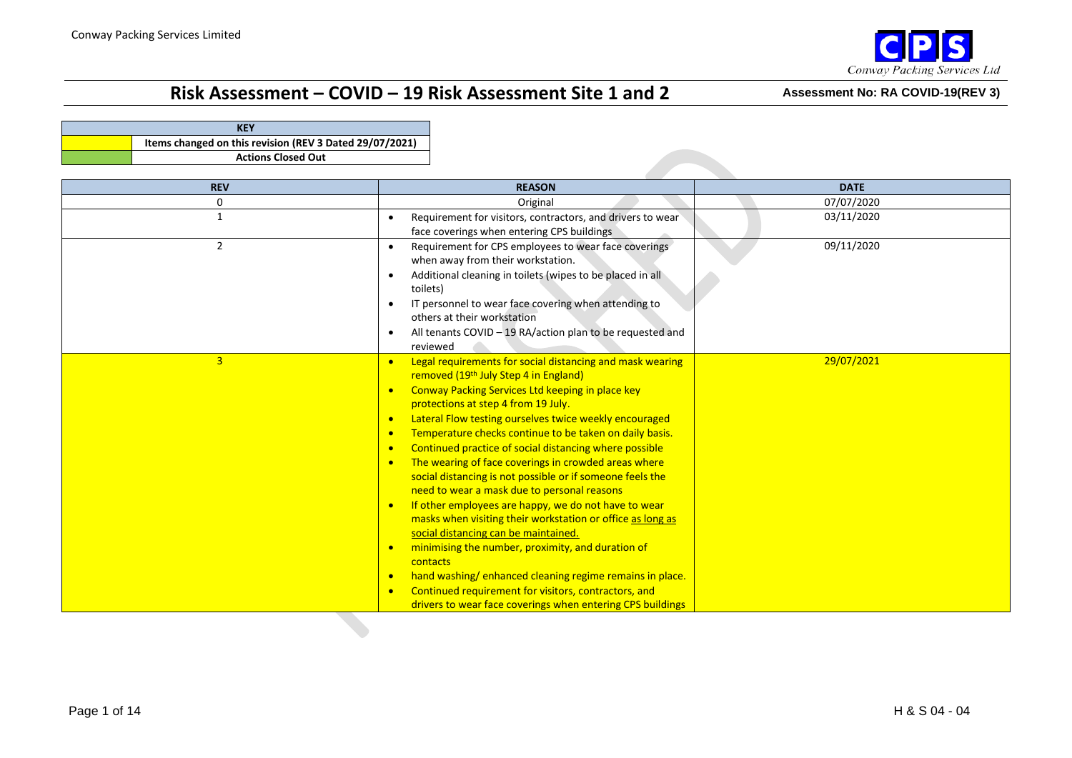Conway Packing Services Limited

# Risk Assessment – COVID – 19 Risk Assessment Site 1 and 2

**Assessment No: RA COVID-19(REV 3)**

| KEY | |
|---|---|
| | Items changed on this revision (REV 3 Dated 29/07/2021) |
| | Actions Closed Out |

| REV | REASON | DATE |
|---|---|---|
| 0 | Original | 07/07/2020 |
| 1 | • Requirement for visitors, contractors, and drivers to wear face coverings when entering CPS buildings | 03/11/2020 |
| 2 | • Requirement for CPS employees to wear face coverings when away from their workstation.<br>• Additional cleaning in toilets (wipes to be placed in all toilets)<br>• IT personnel to wear face covering when attending to others at their workstation<br>• All tenants COVID – 19 RA/action plan to be requested and reviewed | 09/11/2020 |
| 3 | • Legal requirements for social distancing and mask wearing removed (19th July Step 4 in England)<br>• Conway Packing Services Ltd keeping in place key protections at step 4 from 19 July.<br>• Lateral Flow testing ourselves twice weekly encouraged<br>• Temperature checks continue to be taken on daily basis.<br>• Continued practice of social distancing where possible<br>• The wearing of face coverings in crowded areas where social distancing is not possible or if someone feels the need to wear a mask due to personal reasons<br>• If other employees are happy, we do not have to wear masks when visiting their workstation or office as long as social distancing can be maintained.<br>• minimising the number, proximity, and duration of contacts<br>• hand washing/ enhanced cleaning regime remains in place.<br>• Continued requirement for visitors, contractors, and drivers to wear face coverings when entering CPS buildings | 29/07/2021 |

H & S 04 - 04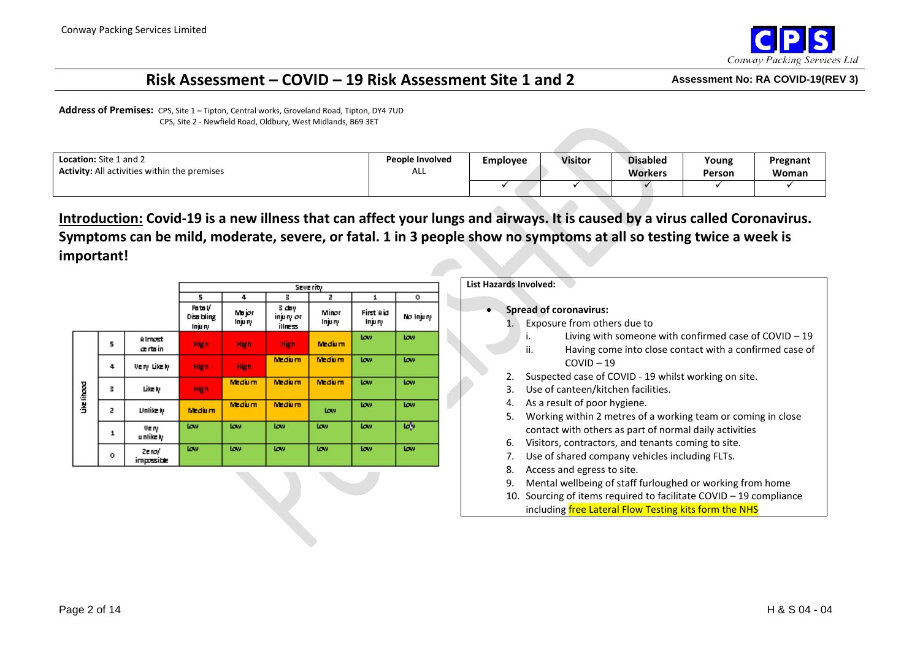# Risk Assessment – COVID – 19 Risk Assessment Site 1 and 2

**Assessment No: RA COVID-19(REV 3)**

**Address of Premises:** CPS, Site 1 – Tipton, Central works, Groveland Road, Tipton, DY4 7UD
CPS, Site 2 - Newfield Road, Oldbury, West Midlands, B69 3ET

| **Location:** Site 1 and 2<br>**Activity:** All activities within the premises | **People Involved**<br>ALL | **Employee** | **Visitor** | **Disabled Workers** | **Young Person** | **Pregnant Woman** |
|---|---|---|---|---|---|---|
| | | ✓ | ✓ | ✓ | ✓ | ✓ |

**Introduction: Covid-19 is a new illness that can affect your lungs and airways. It is caused by a virus called Coronavirus. Symptoms can be mild, moderate, severe, or fatal. 1 in 3 people show no symptoms at all so testing twice a week is important!**

| | | | Severity | | | | | |
|---|---|---|---|---|---|---|---|---|
| | | | 5 | 4 | 3 | 2 | 1 | 0 |
| | | | Fatal/ Disabling Injury | Major Injury | 3 day injury or illness | Minor Injury | First Aid Injury | No Injury |
| Likelihood | 5 | Almost certain | High | High | High | Medium | Low | Low |
| | 4 | Very Likely | High | High | Medium | Medium | Low | Low |
| | 3 | Likely | High | Medium | Medium | Medium | Low | Low |
| | 2 | Unlikely | Medium | Medium | Medium | Low | Low | Low |
| | 1 | Very unlikely | Low | Low | Low | Low | Low | Low |
| | 0 | Zero/ impossible | Low | Low | Low | Low | Low | Low |

**List Hazards Involved:**

- **Spread of coronavirus:**
  1. Exposure from others due to
     i. Living with someone with confirmed case of COVID – 19
     ii. Having come into close contact with a confirmed case of COVID – 19
  2. Suspected case of COVID - 19 whilst working on site.
  3. Use of canteen/kitchen facilities.
  4. As a result of poor hygiene.
  5. Working within 2 metres of a working team or coming in close contact with others as part of normal daily activities
  6. Visitors, contractors, and tenants coming to site.
  7. Use of shared company vehicles including FLTs.
  8. Access and egress to site.
  9. Mental wellbeing of staff furloughed or working from home
  10. Sourcing of items required to facilitate COVID – 19 compliance including free Lateral Flow Testing kits form the NHS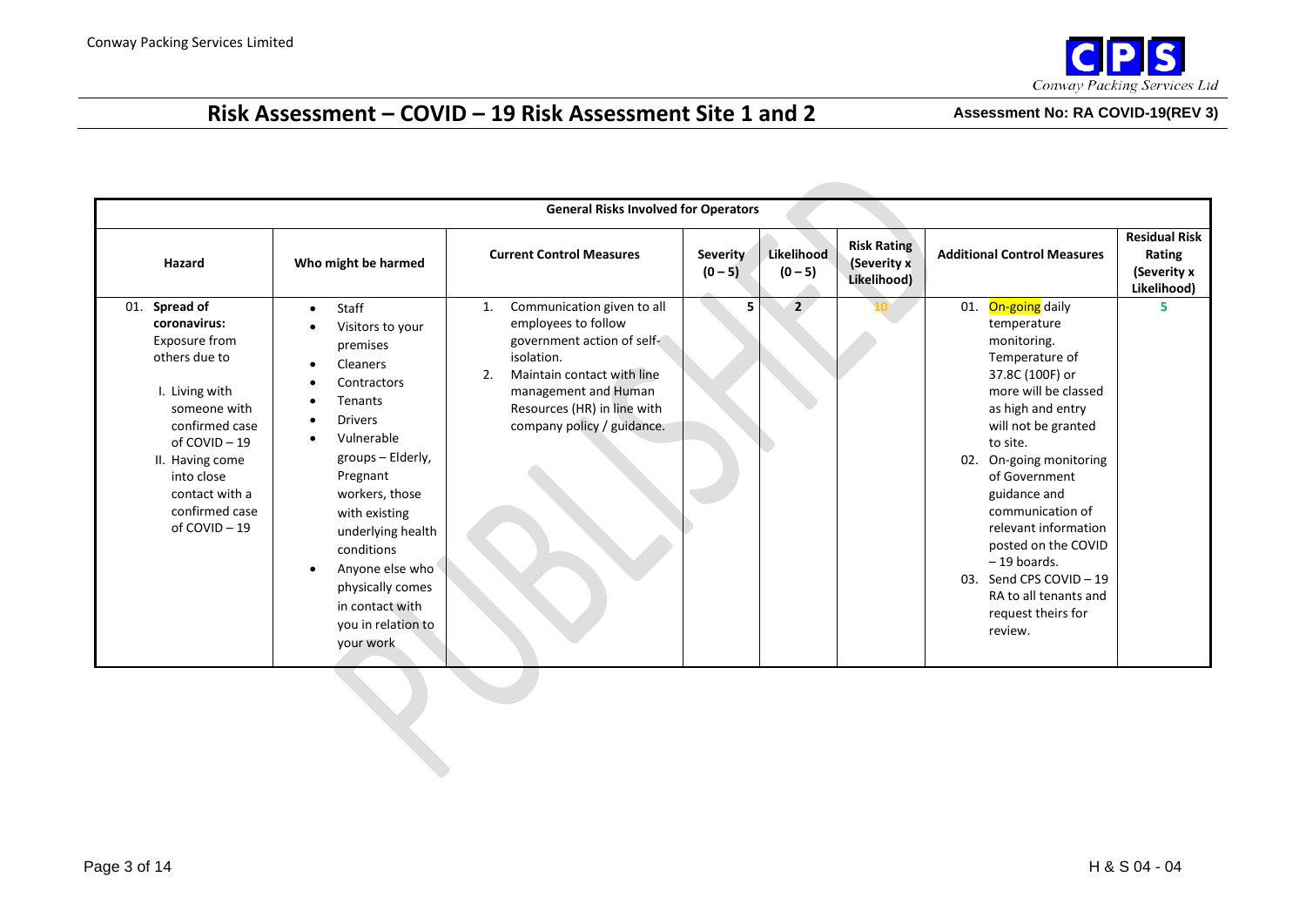# Risk Assessment – COVID – 19 Risk Assessment Site 1 and 2

**Assessment No: RA COVID-19(REV 3)**

| General Risks Involved for Operators | | | | | | | |
|---|---|---|---|---|---|---|---|
| **Hazard** | **Who might be harmed** | **Current Control Measures** | **Severity (0 – 5)** | **Likelihood (0 – 5)** | **Risk Rating (Severity x Likelihood)** | **Additional Control Measures** | **Residual Risk Rating (Severity x Likelihood)** |
| 01. **Spread of coronavirus:** Exposure from others due to<br>I. Living with someone with confirmed case of COVID – 19<br>II. Having come into close contact with a confirmed case of COVID – 19 | • Staff<br>• Visitors to your premises<br>• Cleaners<br>• Contractors<br>• Tenants<br>• Drivers<br>• Vulnerable groups – Elderly, Pregnant workers, those with existing underlying health conditions<br>• Anyone else who physically comes in contact with you in relation to your work | 1. Communication given to all employees to follow government action of self-isolation.<br>2. Maintain contact with line management and Human Resources (HR) in line with company policy / guidance. | 5 | 2 | 10 | 01. On-going daily temperature monitoring. Temperature of 37.8C (100F) or more will be classed as high and entry will not be granted to site.<br>02. On-going monitoring of Government guidance and communication of relevant information posted on the COVID – 19 boards.<br>03. Send CPS COVID – 19 RA to all tenants and request theirs for review. | 5 |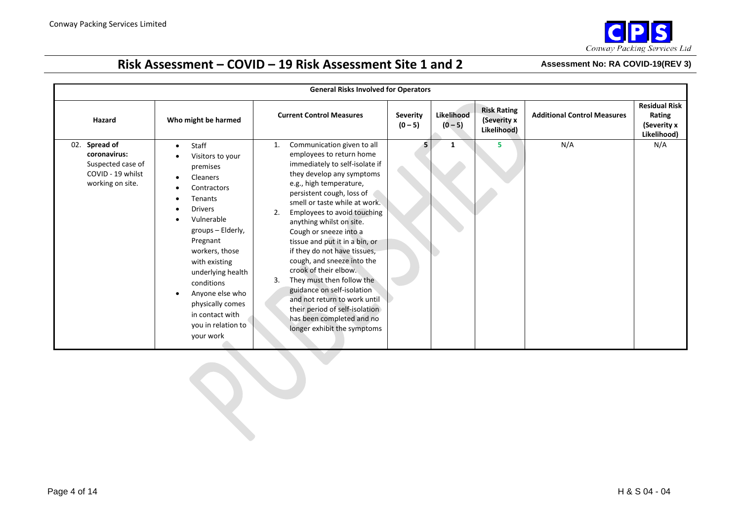# Risk Assessment – COVID – 19 Risk Assessment Site 1 and 2

**Assessment No: RA COVID-19(REV 3)**

| General Risks Involved for Operators | | | | | | | |
|---|---|---|---|---|---|---|---|
| **Hazard** | **Who might be harmed** | **Current Control Measures** | **Severity (0 – 5)** | **Likelihood (0 – 5)** | **Risk Rating (Severity x Likelihood)** | **Additional Control Measures** | **Residual Risk Rating (Severity x Likelihood)** |
| 02. **Spread of coronavirus:** Suspected case of COVID - 19 whilst working on site. | • Staff<br>• Visitors to your premises<br>• Cleaners<br>• Contractors<br>• Tenants<br>• Drivers<br>• Vulnerable groups – Elderly, Pregnant workers, those with existing underlying health conditions<br>• Anyone else who physically comes in contact with you in relation to your work | 1. Communication given to all employees to return home immediately to self-isolate if they develop any symptoms e.g., high temperature, persistent cough, loss of smell or taste while at work.<br>2. Employees to avoid touching anything whilst on site. Cough or sneeze into a tissue and put it in a bin, or if they do not have tissues, cough, and sneeze into the crook of their elbow.<br>3. They must then follow the guidance on self-isolation and not return to work until their period of self-isolation has been completed and no longer exhibit the symptoms | 5 | 1 | 5 | N/A | N/A |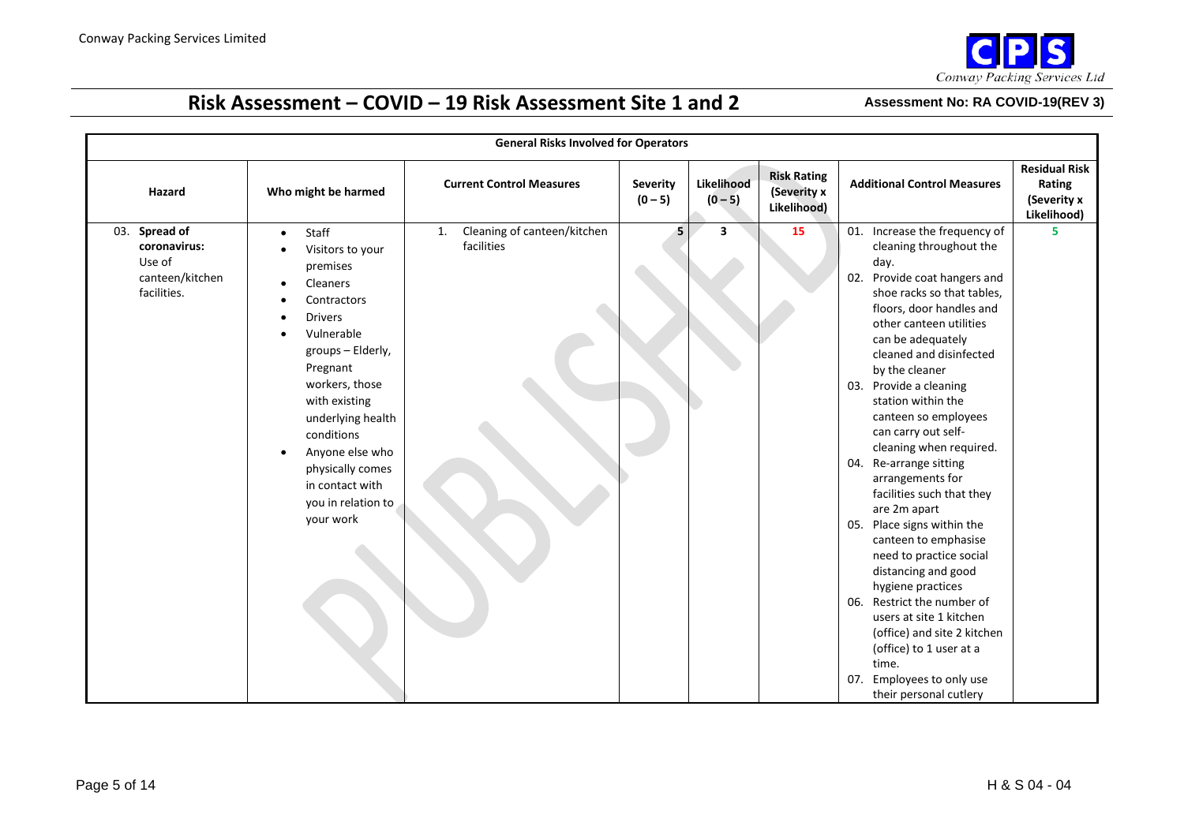# Risk Assessment – COVID – 19 Risk Assessment Site 1 and 2

**Assessment No: RA COVID-19(REV 3)**

| General Risks Involved for Operators | | | | | | | |
|---|---|---|---|---|---|---|---|
| **Hazard** | **Who might be harmed** | **Current Control Measures** | **Severity (0 – 5)** | **Likelihood (0 – 5)** | **Risk Rating (Severity x Likelihood)** | **Additional Control Measures** | **Residual Risk Rating (Severity x Likelihood)** |
| 03. **Spread of coronavirus:** Use of canteen/kitchen facilities. | • Staff<br>• Visitors to your premises<br>• Cleaners<br>• Contractors<br>• Drivers<br>• Vulnerable groups – Elderly, Pregnant workers, those with existing underlying health conditions<br>• Anyone else who physically comes in contact with you in relation to your work | 1. Cleaning of canteen/kitchen facilities | 5 | 3 | 15 | 01. Increase the frequency of cleaning throughout the day.<br>02. Provide coat hangers and shoe racks so that tables, floors, door handles and other canteen utilities can be adequately cleaned and disinfected by the cleaner<br>03. Provide a cleaning station within the canteen so employees can carry out self-cleaning when required.<br>04. Re-arrange sitting arrangements for facilities such that they are 2m apart<br>05. Place signs within the canteen to emphasise need to practice social distancing and good hygiene practices<br>06. Restrict the number of users at site 1 kitchen (office) and site 2 kitchen (office) to 1 user at a time.<br>07. Employees to only use their personal cutlery | 5 |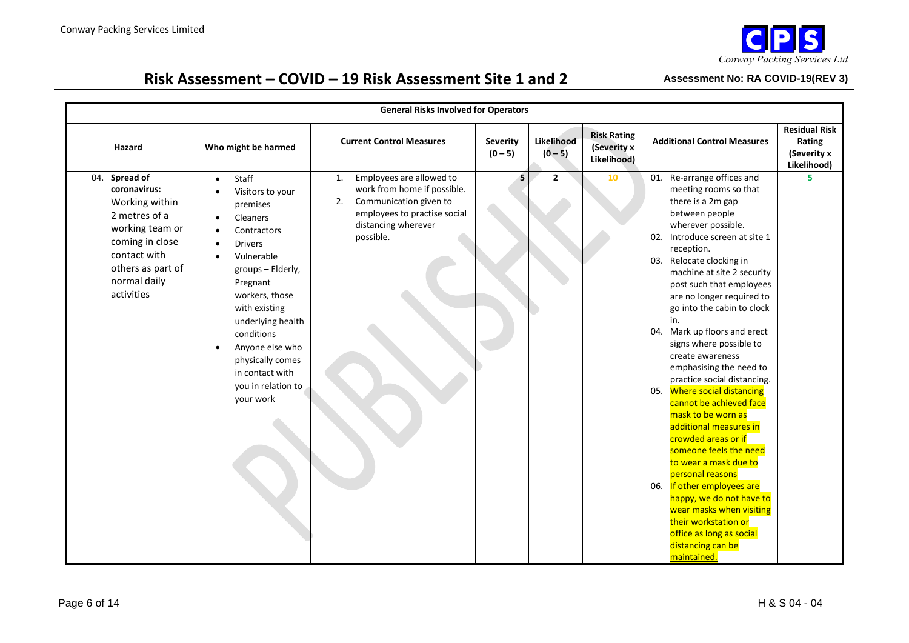# Risk Assessment – COVID – 19 Risk Assessment Site 1 and 2

**Assessment No: RA COVID-19(REV 3)**

| General Risks Involved for Operators | | | | | | | |
|---|---|---|---|---|---|---|---|
| **Hazard** | **Who might be harmed** | **Current Control Measures** | **Severity (0 – 5)** | **Likelihood (0 – 5)** | **Risk Rating (Severity x Likelihood)** | **Additional Control Measures** | **Residual Risk Rating (Severity x Likelihood)** |
| 04. **Spread of coronavirus:** Working within 2 metres of a working team or coming in close contact with others as part of normal daily activities | • Staff<br>• Visitors to your premises<br>• Cleaners<br>• Contractors<br>• Drivers<br>• Vulnerable groups – Elderly, Pregnant workers, those with existing underlying health conditions<br>• Anyone else who physically comes in contact with you in relation to your work | 1. Employees are allowed to work from home if possible.<br>2. Communication given to employees to practise social distancing wherever possible. | 5 | 2 | 10 | 01. Re-arrange offices and meeting rooms so that there is a 2m gap between people wherever possible.<br>02. Introduce screen at site 1 reception.<br>03. Relocate clocking in machine at site 2 security post such that employees are no longer required to go into the cabin to clock in.<br>04. Mark up floors and erect signs where possible to create awareness emphasising the need to practice social distancing.<br>05. Where social distancing cannot be achieved face mask to be worn as additional measures in crowded areas or if someone feels the need to wear a mask due to personal reasons<br>06. If other employees are happy, we do not have to wear masks when visiting their workstation or office as long as social distancing can be maintained. | 5 |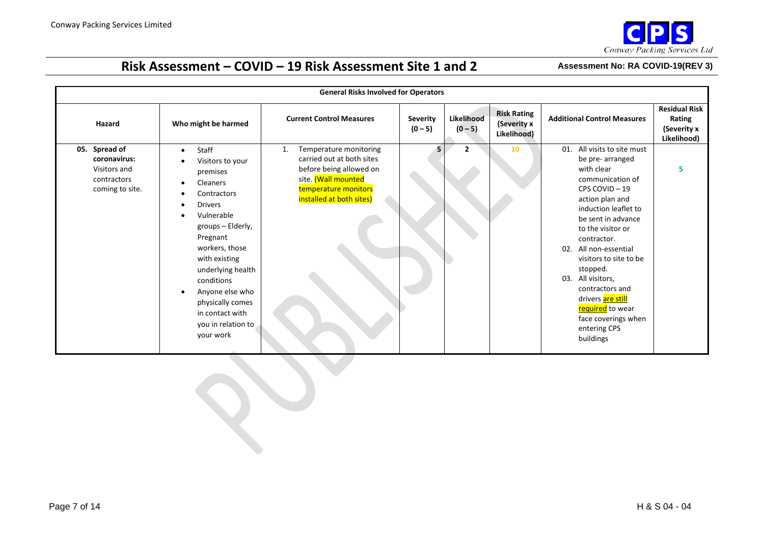# Risk Assessment – COVID – 19 Risk Assessment Site 1 and 2

**Assessment No: RA COVID-19(REV 3)**

| General Risks Involved for Operators | | | | | | | |
|---|---|---|---|---|---|---|---|
| **Hazard** | **Who might be harmed** | **Current Control Measures** | **Severity (0 – 5)** | **Likelihood (0 – 5)** | **Risk Rating (Severity x Likelihood)** | **Additional Control Measures** | **Residual Risk Rating (Severity x Likelihood)** |
| 05. **Spread of coronavirus:** Visitors and contractors coming to site. | • Staff<br>• Visitors to your premises<br>• Cleaners<br>• Contractors<br>• Drivers<br>• Vulnerable groups – Elderly, Pregnant workers, those with existing underlying health conditions<br>• Anyone else who physically comes in contact with you in relation to your work | 1. Temperature monitoring carried out at both sites before being allowed on site. (Wall mounted temperature monitors installed at both sites) | 5 | 2 | 10 | 01. All visits to site must be pre- arranged with clear communication of CPS COVID – 19 action plan and induction leaflet to be sent in advance to the visitor or contractor.<br>02. All non-essential visitors to site to be stopped.<br>03. All visitors, contractors and drivers are still required to wear face coverings when entering CPS buildings | 5 |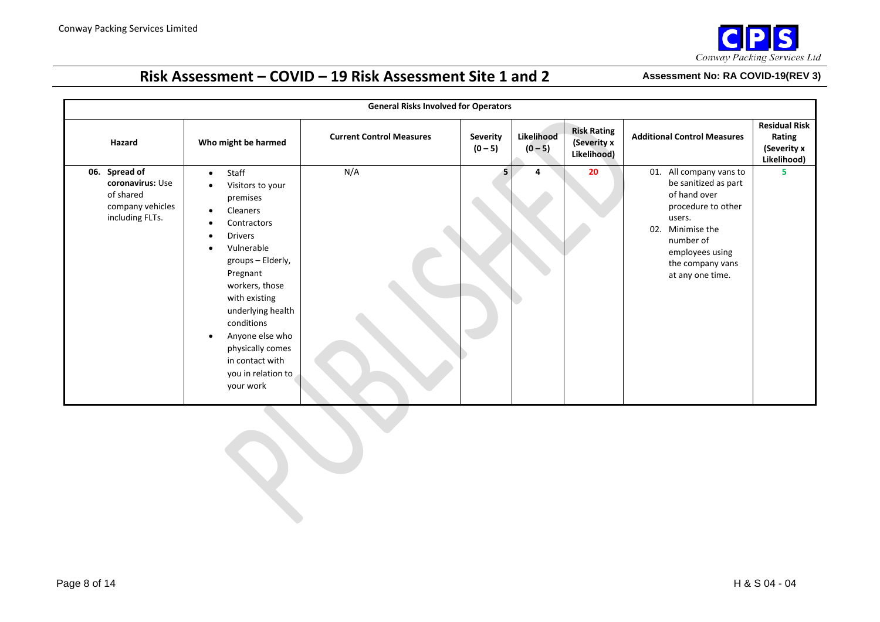## Risk Assessment – COVID – 19 Risk Assessment Site 1 and 2

**Assessment No: RA COVID-19(REV 3)**

| General Risks Involved for Operators | | | | | | | |
|---|---|---|---|---|---|---|---|
| **Hazard** | **Who might be harmed** | **Current Control Measures** | **Severity (0 – 5)** | **Likelihood (0 – 5)** | **Risk Rating (Severity x Likelihood)** | **Additional Control Measures** | **Residual Risk Rating (Severity x Likelihood)** |
| 06. **Spread of coronavirus:** Use of shared company vehicles including FLTs. | • Staff<br>• Visitors to your premises<br>• Cleaners<br>• Contractors<br>• Drivers<br>• Vulnerable groups – Elderly, Pregnant workers, those with existing underlying health conditions<br>• Anyone else who physically comes in contact with you in relation to your work | N/A | 5 | 4 | 20 | 01. All company vans to be sanitized as part of hand over procedure to other users.<br>02. Minimise the number of employees using the company vans at any one time. | 5 |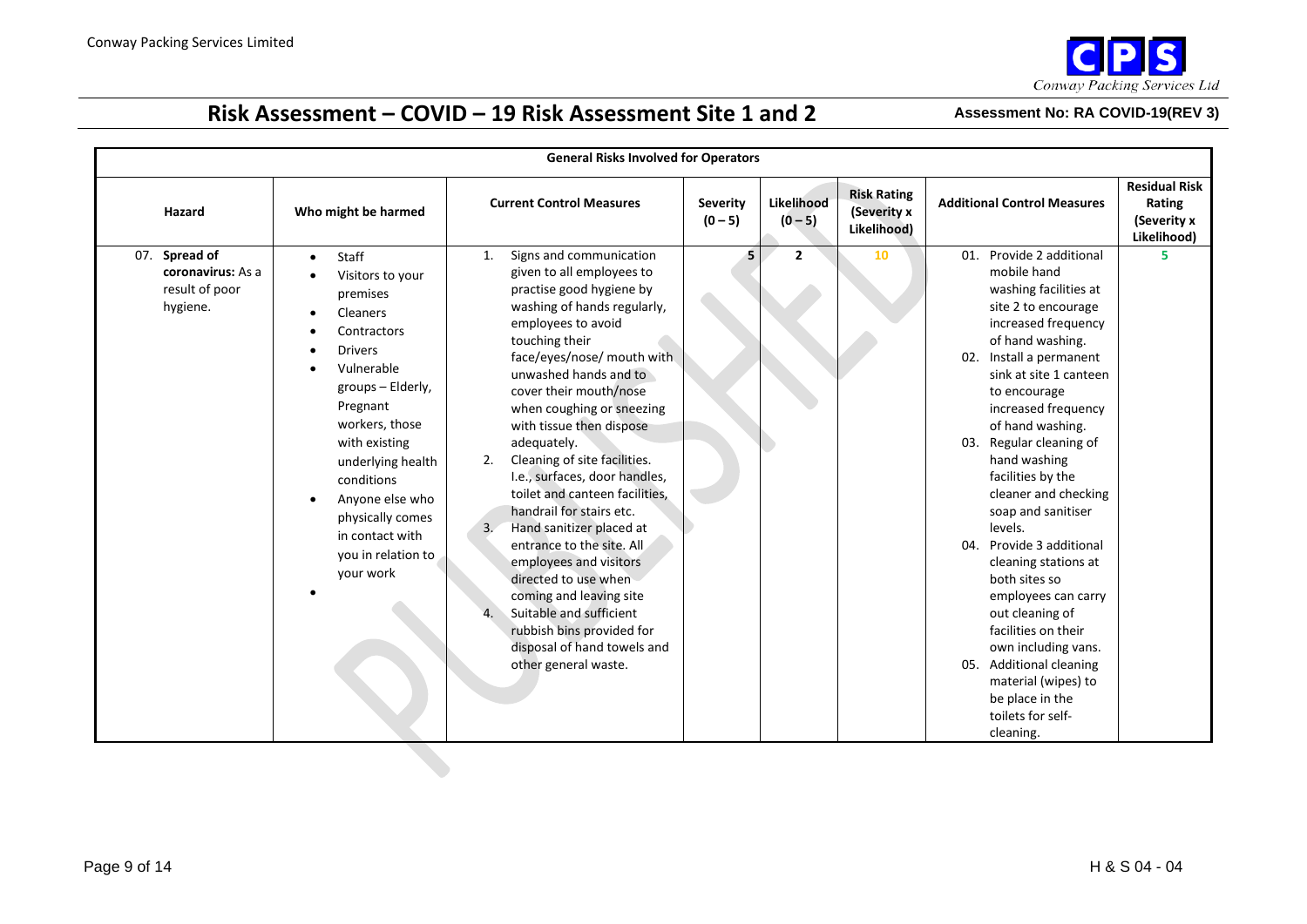## Risk Assessment – COVID – 19 Risk Assessment Site 1 and 2

**Assessment No: RA COVID-19(REV 3)**

| General Risks Involved for Operators | | | | | | | |
|---|---|---|---|---|---|---|---|
| **Hazard** | **Who might be harmed** | **Current Control Measures** | **Severity (0 – 5)** | **Likelihood (0 – 5)** | **Risk Rating (Severity x Likelihood)** | **Additional Control Measures** | **Residual Risk Rating (Severity x Likelihood)** |
| 07. **Spread of coronavirus:** As a result of poor hygiene. | • Staff<br>• Visitors to your premises<br>• Cleaners<br>• Contractors<br>• Drivers<br>• Vulnerable groups – Elderly, Pregnant workers, those with existing underlying health conditions<br>• Anyone else who physically comes in contact with you in relation to your work<br>• | 1. Signs and communication given to all employees to practise good hygiene by washing of hands regularly, employees to avoid touching their face/eyes/nose/ mouth with unwashed hands and to cover their mouth/nose when coughing or sneezing with tissue then dispose adequately.<br>2. Cleaning of site facilities. I.e., surfaces, door handles, toilet and canteen facilities, handrail for stairs etc.<br>3. Hand sanitizer placed at entrance to the site. All employees and visitors directed to use when coming and leaving site<br>4. Suitable and sufficient rubbish bins provided for disposal of hand towels and other general waste. | 5 | 2 | 10 | 01. Provide 2 additional mobile hand washing facilities at site 2 to encourage increased frequency of hand washing.<br>02. Install a permanent sink at site 1 canteen to encourage increased frequency of hand washing.<br>03. Regular cleaning of hand washing facilities by the cleaner and checking soap and sanitiser levels.<br>04. Provide 3 additional cleaning stations at both sites so employees can carry out cleaning of facilities on their own including vans.<br>05. Additional cleaning material (wipes) to be place in the toilets for self-cleaning. | 5 |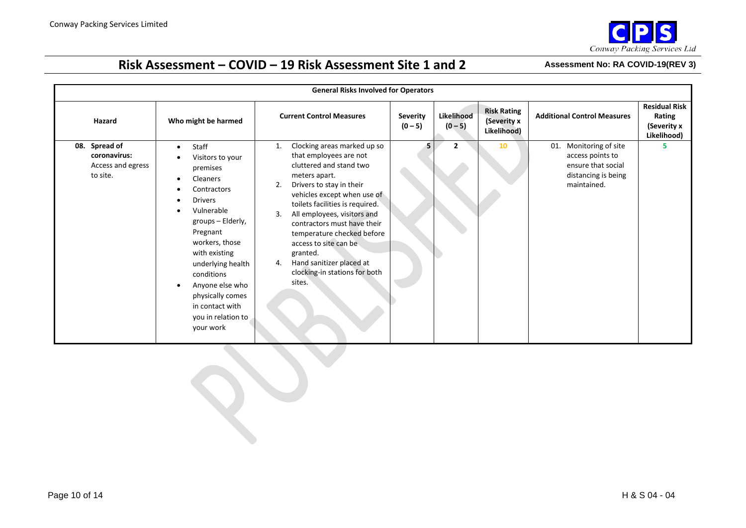## Risk Assessment – COVID – 19 Risk Assessment Site 1 and 2

**Assessment No: RA COVID-19(REV 3)**

| General Risks Involved for Operators | | | | | | | |
|---|---|---|---|---|---|---|---|
| **Hazard** | **Who might be harmed** | **Current Control Measures** | **Severity (0 – 5)** | **Likelihood (0 – 5)** | **Risk Rating (Severity x Likelihood)** | **Additional Control Measures** | **Residual Risk Rating (Severity x Likelihood)** |
| 08. **Spread of coronavirus:** Access and egress to site. | • Staff<br>• Visitors to your premises<br>• Cleaners<br>• Contractors<br>• Drivers<br>• Vulnerable groups – Elderly, Pregnant workers, those with existing underlying health conditions<br>• Anyone else who physically comes in contact with you in relation to your work | 1. Clocking areas marked up so that employees are not cluttered and stand two meters apart.<br>2. Drivers to stay in their vehicles except when use of toilets facilities is required.<br>3. All employees, visitors and contractors must have their temperature checked before access to site can be granted.<br>4. Hand sanitizer placed at clocking-in stations for both sites. | 5 | 2 | 10 | 01. Monitoring of site access points to ensure that social distancing is being maintained. | 5 |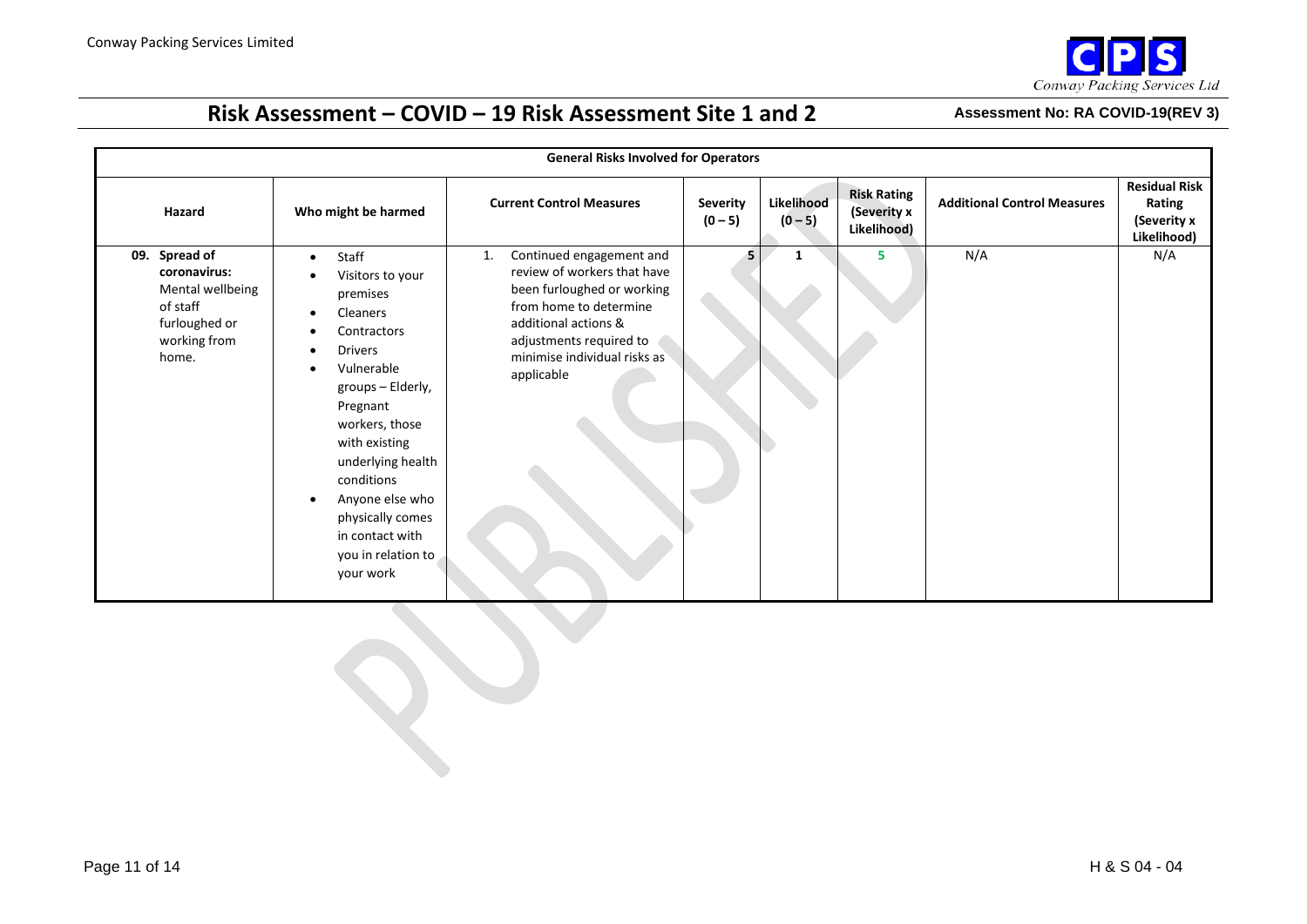## Risk Assessment – COVID – 19 Risk Assessment Site 1 and 2

**Assessment No: RA COVID-19(REV 3)**

| General Risks Involved for Operators | | | | | | | |
|---|---|---|---|---|---|---|---|
| **Hazard** | **Who might be harmed** | **Current Control Measures** | **Severity (0 – 5)** | **Likelihood (0 – 5)** | **Risk Rating (Severity x Likelihood)** | **Additional Control Measures** | **Residual Risk Rating (Severity x Likelihood)** |
| **09. Spread of coronavirus:** Mental wellbeing of staff furloughed or working from home. | • Staff<br>• Visitors to your premises<br>• Cleaners<br>• Contractors<br>• Drivers<br>• Vulnerable groups – Elderly, Pregnant workers, those with existing underlying health conditions<br>• Anyone else who physically comes in contact with you in relation to your work | 1. Continued engagement and review of workers that have been furloughed or working from home to determine additional actions & adjustments required to minimise individual risks as applicable | 5 | 1 | 5 | N/A | N/A |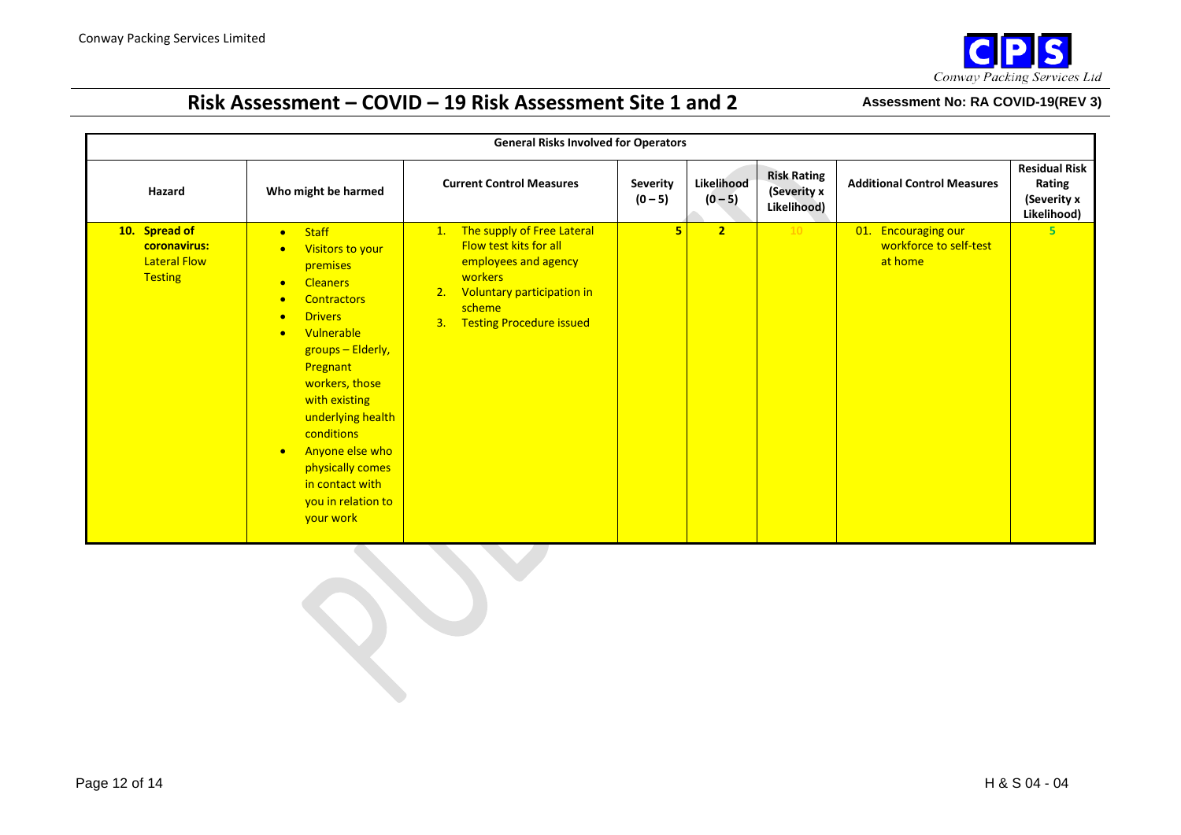Conway Packing Services Limited

# Risk Assessment – COVID – 19 Risk Assessment Site 1 and 2

**Assessment No: RA COVID-19(REV 3)**

| General Risks Involved for Operators | | | | | | | |
|---|---|---|---|---|---|---|---|
| **Hazard** | **Who might be harmed** | **Current Control Measures** | **Severity (0 – 5)** | **Likelihood (0 – 5)** | **Risk Rating (Severity x Likelihood)** | **Additional Control Measures** | **Residual Risk Rating (Severity x Likelihood)** |
| 10. **Spread of coronavirus:** Lateral Flow Testing | • Staff<br>• Visitors to your premises<br>• Cleaners<br>• Contractors<br>• Drivers<br>• Vulnerable groups – Elderly, Pregnant workers, those with existing underlying health conditions<br>• Anyone else who physically comes in contact with you in relation to your work | 1. The supply of Free Lateral Flow test kits for all employees and agency workers<br>2. Voluntary participation in scheme<br>3. Testing Procedure issued | 5 | 2 | 10 | 01. Encouraging our workforce to self-test at home | 5 |

H & S 04 - 04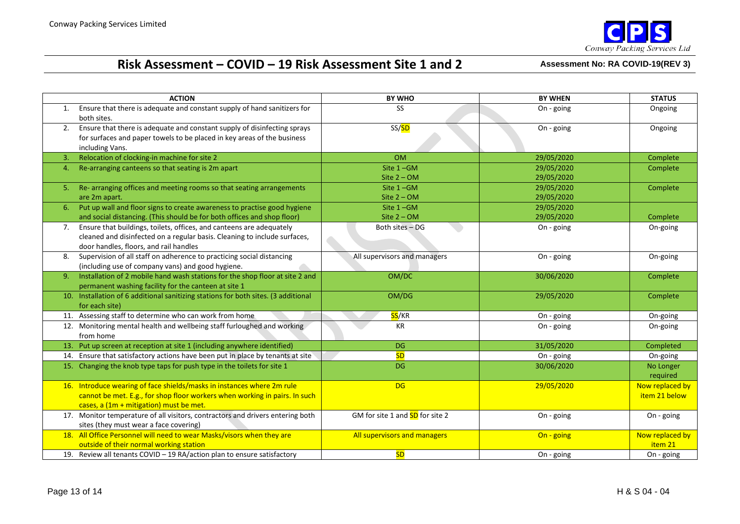Conway Packing Services Limited

# Risk Assessment – COVID – 19 Risk Assessment Site 1 and 2

**Assessment No: RA COVID-19(REV 3)**

| ACTION | BY WHO | BY WHEN | STATUS |
|---|---|---|---|
| 1. Ensure that there is adequate and constant supply of hand sanitizers for both sites. | SS | On - going | Ongoing |
| 2. Ensure that there is adequate and constant supply of disinfecting sprays for surfaces and paper towels to be placed in key areas of the business including Vans. | SS/SD | On - going | Ongoing |
| 3. Relocation of clocking-in machine for site 2 | OM | 29/05/2020 | Complete |
| 4. Re-arranging canteens so that seating is 2m apart | Site 1 –GM<br>Site 2 – OM | 29/05/2020<br>29/05/2020 | Complete |
| 5. Re- arranging offices and meeting rooms so that seating arrangements are 2m apart. | Site 1 –GM<br>Site 2 – OM | 29/05/2020<br>29/05/2020 | Complete |
| 6. Put up wall and floor signs to create awareness to practise good hygiene and social distancing. (This should be for both offices and shop floor) | Site 1 –GM<br>Site 2 – OM | 29/05/2020<br>29/05/2020 | Complete |
| 7. Ensure that buildings, toilets, offices, and canteens are adequately cleaned and disinfected on a regular basis. Cleaning to include surfaces, door handles, floors, and rail handles | Both sites – DG | On - going | On-going |
| 8. Supervision of all staff on adherence to practicing social distancing (including use of company vans) and good hygiene. | All supervisors and managers | On - going | On-going |
| 9. Installation of 2 mobile hand wash stations for the shop floor at site 2 and permanent washing facility for the canteen at site 1 | OM/DC | 30/06/2020 | Complete |
| 10. Installation of 6 additional sanitizing stations for both sites. (3 additional for each site) | OM/DG | 29/05/2020 | Complete |
| 11. Assessing staff to determine who can work from home | SS/KR | On - going | On-going |
| 12. Monitoring mental health and wellbeing staff furloughed and working from home | KR | On - going | On-going |
| 13. Put up screen at reception at site 1 (including anywhere identified) | DG | 31/05/2020 | Completed |
| 14. Ensure that satisfactory actions have been put in place by tenants at site | SD | On - going | On-going |
| 15. Changing the knob type taps for push type in the toilets for site 1 | DG | 30/06/2020 | No Longer required |
| 16. Introduce wearing of face shields/masks in instances where 2m rule cannot be met. E.g., for shop floor workers when working in pairs. In such cases, a (1m + mitigation) must be met. | DG | 29/05/2020 | Now replaced by item 21 below |
| 17. Monitor temperature of all visitors, contractors and drivers entering both sites (they must wear a face covering) | GM for site 1 and SD for site 2 | On - going | On - going |
| 18. All Office Personnel will need to wear Masks/visors when they are outside of their normal working station | All supervisors and managers | On - going | Now replaced by item 21 |
| 19. Review all tenants COVID – 19 RA/action plan to ensure satisfactory | SD | On - going | On - going |

H & S 04 - 04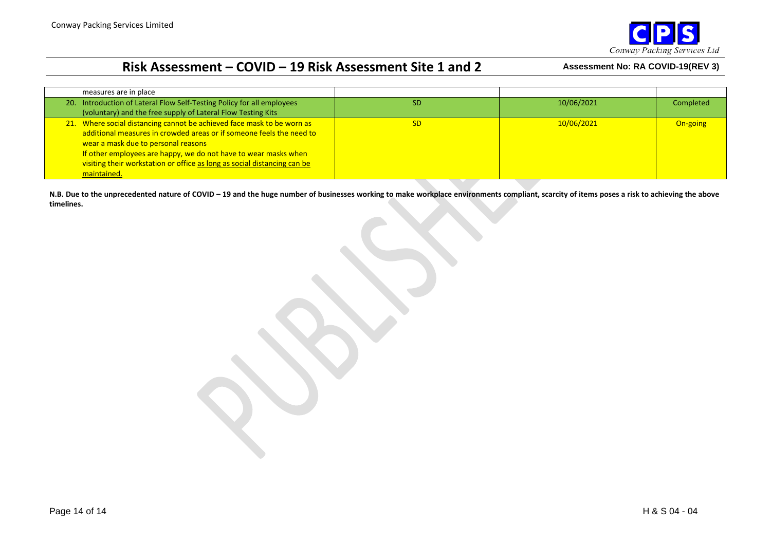# Risk Assessment – COVID – 19 Risk Assessment Site 1 and 2

**Assessment No: RA COVID-19(REV 3)**

| | | | |
|---|---|---|---|
| measures are in place | | | |
| 20. Introduction of Lateral Flow Self-Testing Policy for all employees (voluntary) and the free supply of Lateral Flow Testing Kits | SD | 10/06/2021 | Completed |
| 21. Where social distancing cannot be achieved face mask to be worn as additional measures in crowded areas or if someone feels the need to wear a mask due to personal reasons<br>If other employees are happy, we do not have to wear masks when visiting their workstation or office as long as social distancing can be maintained. | SD | 10/06/2021 | On-going |

**N.B. Due to the unprecedented nature of COVID – 19 and the huge number of businesses working to make workplace environments compliant, scarcity of items poses a risk to achieving the above timelines.**